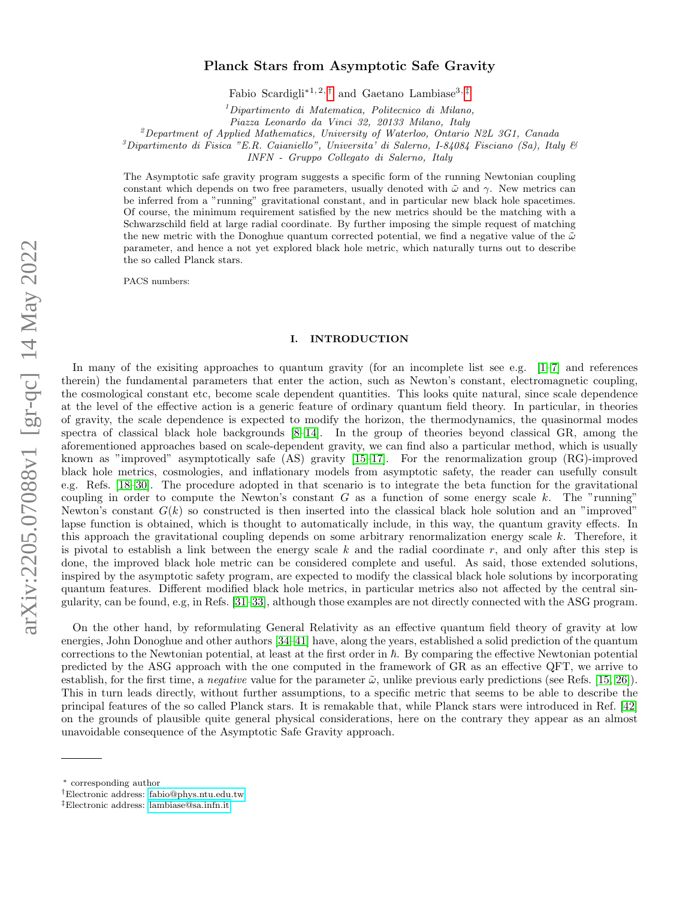# Planck Stars from Asymptotic Safe Gravity

Fabio Scardigli[*1,2,†] and Gaetano Lambiase[3,‡]

[1]*Dipartimento di Matematica, Politecnico di Milano, Piazza Leonardo da Vinci 32, 20133 Milano, Italy*

[2]*Department of Applied Mathematics, University of Waterloo, Ontario N2L 3G1, Canada*

[3]*Dipartimento di Fisica "E.R. Caianiello", Universita' di Salerno, I-84084 Fisciano (Sa), Italy & INFN - Gruppo Collegato di Salerno, Italy*

The Asymptotic safe gravity program suggests a specific form of the running Newtonian coupling constant which depends on two free parameters, usually denoted with $\tilde{\omega}$ and $\gamma$. New metrics can be inferred from a "running" gravitational constant, and in particular new black hole spacetimes. Of course, the minimum requirement satisfied by the new metrics should be the matching with a Schwarzschild field at large radial coordinate. By further imposing the simple request of matching the new metric with the Donoghue quantum corrected potential, we find a negative value of the $\tilde{\omega}$ parameter, and hence a not yet explored black hole metric, which naturally turns out to describe the so called Planck stars.

PACS numbers:

## I. INTRODUCTION

In many of the exisiting approaches to quantum gravity (for an incomplete list see e.g. [1–7] and references therein) the fundamental parameters that enter the action, such as Newton's constant, electromagnetic coupling, the cosmological constant etc, become scale dependent quantities. This looks quite natural, since scale dependence at the level of the effective action is a generic feature of ordinary quantum field theory. In particular, in theories of gravity, the scale dependence is expected to modify the horizon, the thermodynamics, the quasinormal modes spectra of classical black hole backgrounds [8–14]. In the group of theories beyond classical GR, among the aforementioned approaches based on scale-dependent gravity, we can find also a particular method, which is usually known as "improved" asymptotically safe (AS) gravity [15–17]. For the renormalization group (RG)-improved black hole metrics, cosmologies, and inflationary models from asymptotic safety, the reader can usefully consult e.g. Refs. [18–30]. The procedure adopted in that scenario is to integrate the beta function for the gravitational coupling in order to compute the Newton's constant $G$ as a function of some energy scale $k$. The "running" Newton's constant $G(k)$ so constructed is then inserted into the classical black hole solution and an "improved" lapse function is obtained, which is thought to automatically include, in this way, the quantum gravity effects. In this approach the gravitational coupling depends on some arbitrary renormalization energy scale $k$. Therefore, it is pivotal to establish a link between the energy scale $k$ and the radial coordinate $r$, and only after this step is done, the improved black hole metric can be considered complete and useful. As said, those extended solutions, inspired by the asymptotic safety program, are expected to modify the classical black hole solutions by incorporating quantum features. Different modified black hole metrics, in particular metrics also not affected by the central singularity, can be found, e.g, in Refs. [31–33], although those examples are not directly connected with the ASG program.

On the other hand, by reformulating General Relativity as an effective quantum field theory of gravity at low energies, John Donoghue and other authors [34–41] have, along the years, established a solid prediction of the quantum corrections to the Newtonian potential, at least at the first order in $\hbar$. By comparing the effective Newtonian potential predicted by the ASG approach with the one computed in the framework of GR as an effective QFT, we arrive to establish, for the first time, a *negative* value for the parameter $\tilde{\omega}$, unlike previous early predictions (see Refs. [15, 26]). This in turn leads directly, without further assumptions, to a specific metric that seems to be able to describe the principal features of the so called Planck stars. It is remakable that, while Planck stars were introduced in Ref. [42] on the grounds of plausible quite general physical considerations, here on the contrary they appear as an almost unavoidable consequence of the Asymptotic Safe Gravity approach.

---

[*] corresponding author

[†]Electronic address: fabio@phys.ntu.edu.tw

[‡]Electronic address: lambiase@sa.infn.it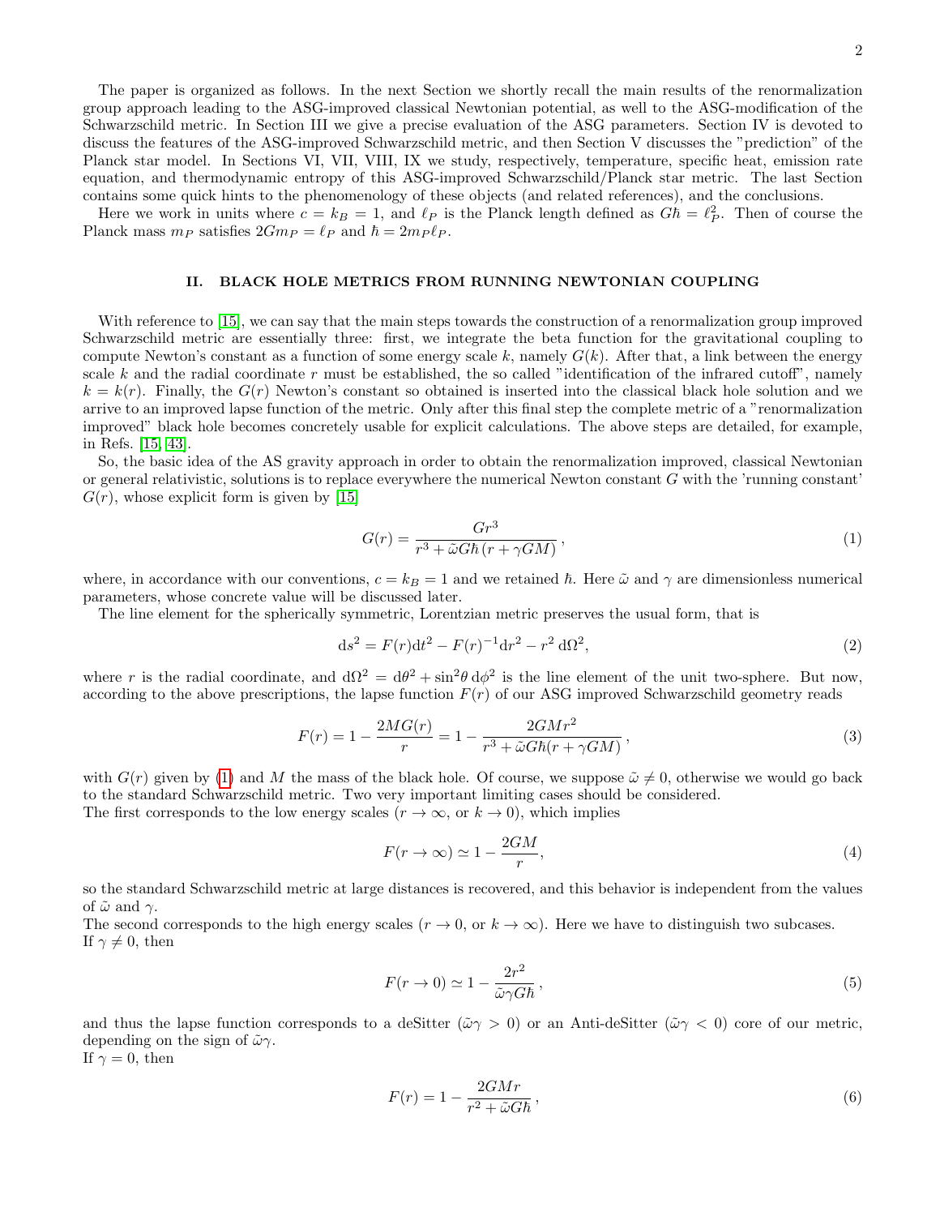The paper is organized as follows. In the next Section we shortly recall the main results of the renormalization group approach leading to the ASG-improved classical Newtonian potential, as well to the ASG-modification of the Schwarzschild metric. In Section III we give a precise evaluation of the ASG parameters. Section IV is devoted to discuss the features of the ASG-improved Schwarzschild metric, and then Section V discusses the "prediction" of the Planck star model. In Sections VI, VII, VIII, IX we study, respectively, temperature, specific heat, emission rate equation, and thermodynamic entropy of this ASG-improved Schwarzschild/Planck star metric. The last Section contains some quick hints to the phenomenology of these objects (and related references), and the conclusions.

Here we work in units where $c = k_B = 1$, and $\ell_P$ is the Planck length defined as $G\hbar = \ell_P^2$. Then of course the Planck mass $m_P$ satisfies $2Gm_P = \ell_P$ and $\hbar = 2m_P\ell_P$.

## II. BLACK HOLE METRICS FROM RUNNING NEWTONIAN COUPLING

With reference to [15], we can say that the main steps towards the construction of a renormalization group improved Schwarzschild metric are essentially three: first, we integrate the beta function for the gravitational coupling to compute Newton's constant as a function of some energy scale $k$, namely $G(k)$. After that, a link between the energy scale $k$ and the radial coordinate $r$ must be established, the so called "identification of the infrared cutoff", namely $k = k(r)$. Finally, the $G(r)$ Newton's constant so obtained is inserted into the classical black hole solution and we arrive to an improved lapse function of the metric. Only after this final step the complete metric of a "renormalization improved" black hole becomes concretely usable for explicit calculations. The above steps are detailed, for example, in Refs. [15, 43].

So, the basic idea of the AS gravity approach in order to obtain the renormalization improved, classical Newtonian or general relativistic, solutions is to replace everywhere the numerical Newton constant $G$ with the 'running constant' $G(r)$, whose explicit form is given by [15]

$$G(r) = \frac{Gr^3}{r^3 + \tilde{\omega}G\hbar\,(r + \gamma GM)}\,, \tag{1}$$

where, in accordance with our conventions, $c = k_B = 1$ and we retained $\hbar$. Here $\tilde{\omega}$ and $\gamma$ are dimensionless numerical parameters, whose concrete value will be discussed later.

The line element for the spherically symmetric, Lorentzian metric preserves the usual form, that is

$$\mathrm{d}s^2 = F(r)\mathrm{d}t^2 - F(r)^{-1}\mathrm{d}r^2 - r^2\,\mathrm{d}\Omega^2, \tag{2}$$

where $r$ is the radial coordinate, and $\mathrm{d}\Omega^2 = \mathrm{d}\theta^2 + \sin^2\theta\,\mathrm{d}\phi^2$ is the line element of the unit two-sphere. But now, according to the above prescriptions, the lapse function $F(r)$ of our ASG improved Schwarzschild geometry reads

$$F(r) = 1 - \frac{2MG(r)}{r} = 1 - \frac{2GMr^2}{r^3 + \tilde{\omega}G\hbar(r + \gamma GM)}\,, \tag{3}$$

with $G(r)$ given by (1) and $M$ the mass of the black hole. Of course, we suppose $\tilde{\omega} \neq 0$, otherwise we would go back to the standard Schwarzschild metric. Two very important limiting cases should be considered.
The first corresponds to the low energy scales ($r \to \infty$, or $k \to 0$), which implies

$$F(r \to \infty) \simeq 1 - \frac{2GM}{r}, \tag{4}$$

so the standard Schwarzschild metric at large distances is recovered, and this behavior is independent from the values of $\tilde{\omega}$ and $\gamma$.
The second corresponds to the high energy scales ($r \to 0$, or $k \to \infty$). Here we have to distinguish two subcases.
If $\gamma \neq 0$, then

$$F(r \to 0) \simeq 1 - \frac{2r^2}{\tilde{\omega}\gamma G\hbar}\,, \tag{5}$$

and thus the lapse function corresponds to a deSitter ($\tilde{\omega}\gamma > 0$) or an Anti-deSitter ($\tilde{\omega}\gamma < 0$) core of our metric, depending on the sign of $\tilde{\omega}\gamma$.
If $\gamma = 0$, then

$$F(r) = 1 - \frac{2GMr}{r^2 + \tilde{\omega}G\hbar}\,, \tag{6}$$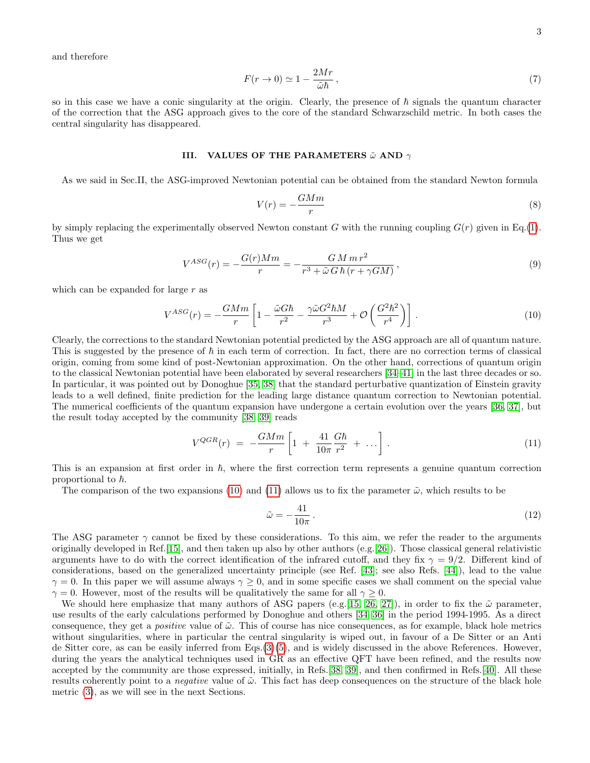and therefore

$$F(r \to 0) \simeq 1 - \frac{2Mr}{\tilde{\omega}\hbar}\,, \tag{7}$$

so in this case we have a conic singularity at the origin. Clearly, the presence of $\hbar$ signals the quantum character of the correction that the ASG approach gives to the core of the standard Schwarzschild metric. In both cases the central singularity has disappeared.

## III. VALUES OF THE PARAMETERS $\tilde{\omega}$ AND $\gamma$

As we said in Sec.II, the ASG-improved Newtonian potential can be obtained from the standard Newton formula

$$V(r) = -\frac{GMm}{r} \tag{8}$$

by simply replacing the experimentally observed Newton constant $G$ with the running coupling $G(r)$ given in Eq.(1). Thus we get

$$V^{ASG}(r) = -\frac{G(r)Mm}{r} = -\frac{G\,M\,m\,r^2}{r^3 + \tilde{\omega}\,G\,\hbar\,(r + \gamma GM)}\,, \tag{9}$$

which can be expanded for large $r$ as

$$V^{ASG}(r) = -\frac{GMm}{r}\left[1 - \frac{\tilde{\omega}G\hbar}{r^2} - \frac{\gamma\tilde{\omega}G^2\hbar M}{r^3} + \mathcal{O}\left(\frac{G^2\hbar^2}{r^4}\right)\right]. \tag{10}$$

Clearly, the corrections to the standard Newtonian potential predicted by the ASG approach are all of quantum nature. This is suggested by the presence of $\hbar$ in each term of correction. In fact, there are no correction terms of classical origin, coming from some kind of post-Newtonian approximation. On the other hand, corrections of quantum origin to the classical Newtonian potential have been elaborated by several researchers [34–41] in the last three decades or so. In particular, it was pointed out by Donoghue [35, 38] that the standard perturbative quantization of Einstein gravity leads to a well defined, finite prediction for the leading large distance quantum correction to Newtonian potential. The numerical coefficients of the quantum expansion have undergone a certain evolution over the years [36, 37], but the result today accepted by the community [38, 39] reads

$$V^{QGR}(r) \;=\; -\frac{GMm}{r}\left[1 \;+\; \frac{41}{10\pi}\,\frac{G\hbar}{r^2} \;+\; \ldots\right]. \tag{11}$$

This is an expansion at first order in $\hbar$, where the first correction term represents a genuine quantum correction proportional to $\hbar$.

The comparison of the two expansions (10) and (11) allows us to fix the parameter $\tilde{\omega}$, which results to be

$$\tilde{\omega} = -\frac{41}{10\pi}\,. \tag{12}$$

The ASG parameter $\gamma$ cannot be fixed by these considerations. To this aim, we refer the reader to the arguments originally developed in Ref.[15], and then taken up also by other authors (e.g.[26]). Those classical general relativistic arguments have to do with the correct identification of the infrared cutoff, and they fix $\gamma = 9/2$. Different kind of considerations, based on the generalized uncertainty principle (see Ref. [43]; see also Refs. [44]), lead to the value $\gamma = 0$. In this paper we will assume always $\gamma \geq 0$, and in some specific cases we shall comment on the special value $\gamma = 0$. However, most of the results will be qualitatively the same for all $\gamma \geq 0$.

We should here emphasize that many authors of ASG papers (e.g.[15, 26, 27]), in order to fix the $\tilde{\omega}$ parameter, use results of the early calculations performed by Donoghue and others [34–36] in the period 1994-1995. As a direct consequence, they get a *positive* value of $\tilde{\omega}$. This of course has nice consequences, as for example, black hole metrics without singularities, where in particular the central singularity is wiped out, in favour of a De Sitter or an Anti de Sitter core, as can be easily inferred from Eqs.(3)(5), and is widely discussed in the above References. However, during the years the analytical techniques used in GR as an effective QFT have been refined, and the results now accepted by the community are those expressed, initially, in Refs.[38, 39], and then confirmed in Refs.[40]. All these results coherently point to a *negative* value of $\tilde{\omega}$. This fact has deep consequences on the structure of the black hole metric (3), as we will see in the next Sections.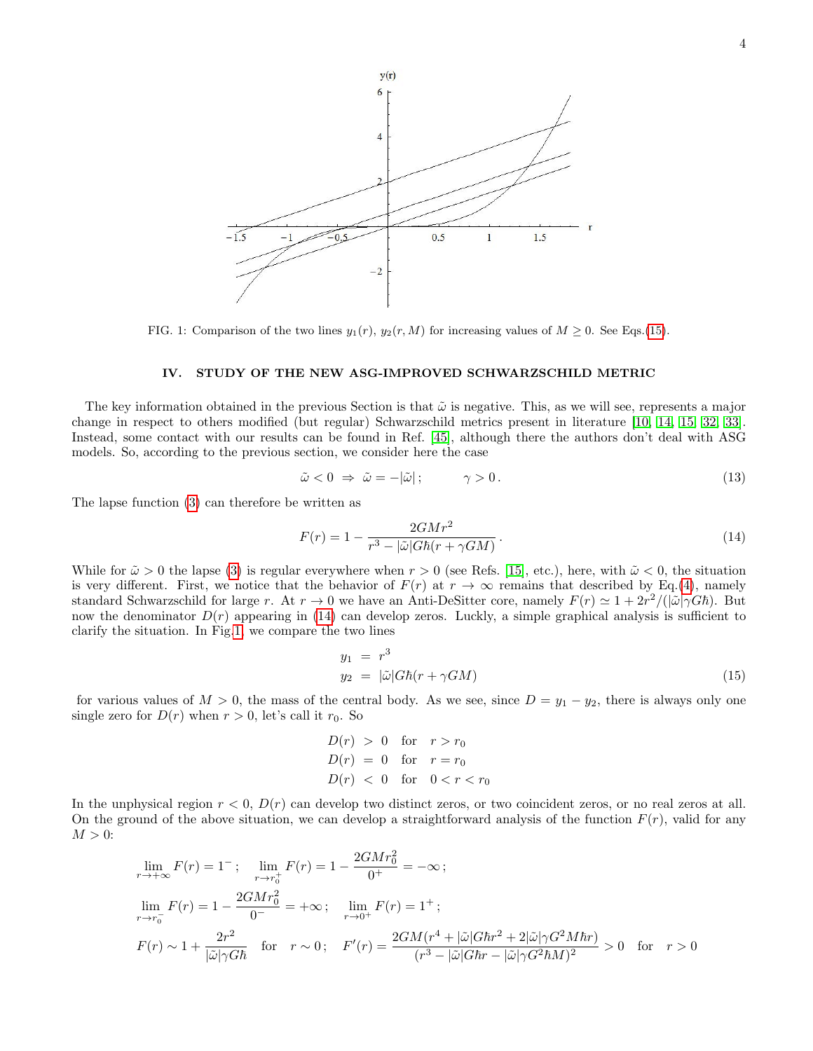FIG. 1: Comparison of the two lines $y_1(r)$, $y_2(r, M)$ for increasing values of $M \geq 0$. See Eqs.(15).

## IV. STUDY OF THE NEW ASG-IMPROVED SCHWARZSCHILD METRIC

The key information obtained in the previous Section is that $\tilde{\omega}$ is negative. This, as we will see, represents a major change in respect to others modified (but regular) Schwarzschild metrics present in literature [10, 14, 15, 32, 33]. Instead, some contact with our results can be found in Ref. [45], although there the authors don't deal with ASG models. So, according to the previous section, we consider here the case

$$\tilde{\omega} < 0 \;\Rightarrow\; \tilde{\omega} = -|\tilde{\omega}|\,; \qquad\quad \gamma > 0\,. \tag{13}$$

The lapse function (3) can therefore be written as

$$F(r) = 1 - \frac{2GMr^2}{r^3 - |\tilde{\omega}|G\hbar(r + \gamma GM)}\,. \tag{14}$$

While for $\tilde{\omega} > 0$ the lapse (3) is regular everywhere when $r > 0$ (see Refs. [15], etc.), here, with $\tilde{\omega} < 0$, the situation is very different. First, we notice that the behavior of $F(r)$ at $r \to \infty$ remains that described by Eq.(4), namely standard Schwarzschild for large $r$. At $r \to 0$ we have an Anti-DeSitter core, namely $F(r) \simeq 1 + 2r^2/(|\tilde{\omega}|\gamma G\hbar)$. But now the denominator $D(r)$ appearing in (14) can develop zeros. Luckily, a simple graphical analysis is sufficient to clarify the situation. In Fig.1, we compare the two lines

$$\begin{aligned} y_1 &= r^3 \\ y_2 &= |\tilde{\omega}|G\hbar(r + \gamma GM) \end{aligned} \tag{15}$$

for various values of $M > 0$, the mass of the central body. As we see, since $D = y_1 - y_2$, there is always only one single zero for $D(r)$ when $r > 0$, let's call it $r_0$. So

$$\begin{aligned} D(r) &> 0 \quad \text{for} \quad r > r_0 \\ D(r) &= 0 \quad \text{for} \quad r = r_0 \\ D(r) &< 0 \quad \text{for} \quad 0 < r < r_0 \end{aligned}$$

In the unphysical region $r < 0$, $D(r)$ can develop two distinct zeros, or two coincident zeros, or no real zeros at all. On the ground of the above situation, we can develop a straightforward analysis of the function $F(r)$, valid for any $M > 0$:

$$\lim_{r\to+\infty} F(r) = 1^-\,; \quad \lim_{r\to r_0^+} F(r) = 1 - \frac{2GMr_0^2}{0^+} = -\infty\,;$$

$$\lim_{r\to r_0^-} F(r) = 1 - \frac{2GMr_0^2}{0^-} = +\infty\,; \quad \lim_{r\to 0^+} F(r) = 1^+\,;$$

$$F(r) \sim 1 + \frac{2r^2}{|\tilde{\omega}|\gamma G\hbar} \quad \text{for} \quad r \sim 0\,; \quad F'(r) = \frac{2GM(r^4 + |\tilde{\omega}|G\hbar r^2 + 2|\tilde{\omega}|\gamma G^2 M\hbar r)}{(r^3 - |\tilde{\omega}|G\hbar r - |\tilde{\omega}|\gamma G^2\hbar M)^2} > 0 \quad \text{for} \quad r > 0$$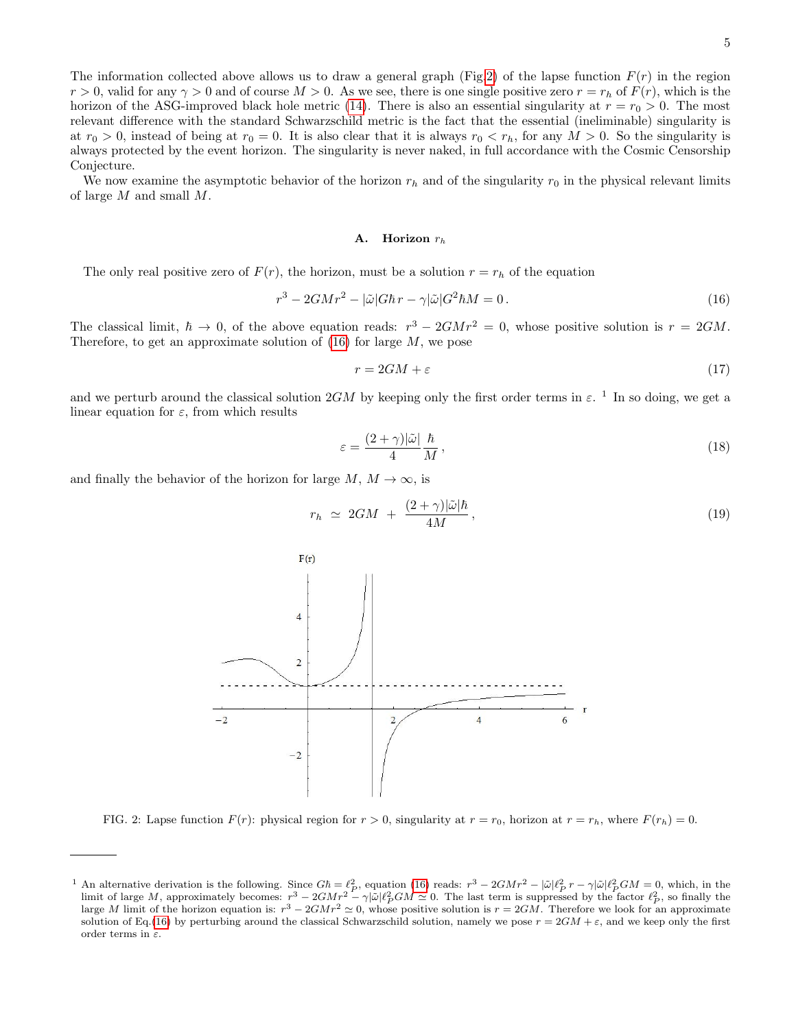The information collected above allows us to draw a general graph (Fig.2) of the lapse function $F(r)$ in the region $r > 0$, valid for any $\gamma > 0$ and of course $M > 0$. As we see, there is one single positive zero $r = r_h$ of $F(r)$, which is the horizon of the ASG-improved black hole metric (14). There is also an essential singularity at $r = r_0 > 0$. The most relevant difference with the standard Schwarzschild metric is the fact that the essential (ineliminable) singularity is at $r_0 > 0$, instead of being at $r_0 = 0$. It is also clear that it is always $r_0 < r_h$, for any $M > 0$. So the singularity is always protected by the event horizon. The singularity is never naked, in full accordance with the Cosmic Censorship Conjecture.

We now examine the asymptotic behavior of the horizon $r_h$ and of the singularity $r_0$ in the physical relevant limits of large $M$ and small $M$.

### A. Horizon $r_h$

The only real positive zero of $F(r)$, the horizon, must be a solution $r = r_h$ of the equation

$$r^3 - 2GMr^2 - |\tilde{\omega}|G\hbar\, r - \gamma|\tilde{\omega}|G^2\hbar M = 0\,. \tag{16}$$

The classical limit, $\hbar \to 0$, of the above equation reads: $r^3 - 2GMr^2 = 0$, whose positive solution is $r = 2GM$. Therefore, to get an approximate solution of (16) for large $M$, we pose

$$r = 2GM + \varepsilon \tag{17}$$

and we perturb around the classical solution $2GM$ by keeping only the first order terms in $\varepsilon$. [1] In so doing, we get a linear equation for $\varepsilon$, from which results

$$\varepsilon = \frac{(2+\gamma)|\tilde{\omega}|}{4}\frac{\hbar}{M}\,, \tag{18}$$

and finally the behavior of the horizon for large $M$, $M \to \infty$, is

$$r_h \;\simeq\; 2GM \;+\; \frac{(2+\gamma)|\tilde{\omega}|\hbar}{4M}\,, \tag{19}$$

FIG. 2: Lapse function $F(r)$: physical region for $r > 0$, singularity at $r = r_0$, horizon at $r = r_h$, where $F(r_h) = 0$.

[1] An alternative derivation is the following. Since $G\hbar = \ell_P^2$, equation (16) reads: $r^3 - 2GMr^2 - |\tilde{\omega}|\ell_P^2\, r - \gamma|\tilde{\omega}|\ell_P^2 GM = 0$, which, in the limit of large $M$, approximately becomes: $r^3 - 2GMr^2 - \gamma|\tilde{\omega}|\ell_P^2 GM \simeq 0$. The last term is suppressed by the factor $\ell_P^2$, so finally the large $M$ limit of the horizon equation is: $r^3 - 2GMr^2 \simeq 0$, whose positive solution is $r = 2GM$. Therefore we look for an approximate solution of Eq.(16) by perturbing around the classical Schwarzschild solution, namely we pose $r = 2GM + \varepsilon$, and we keep only the first order terms in $\varepsilon$.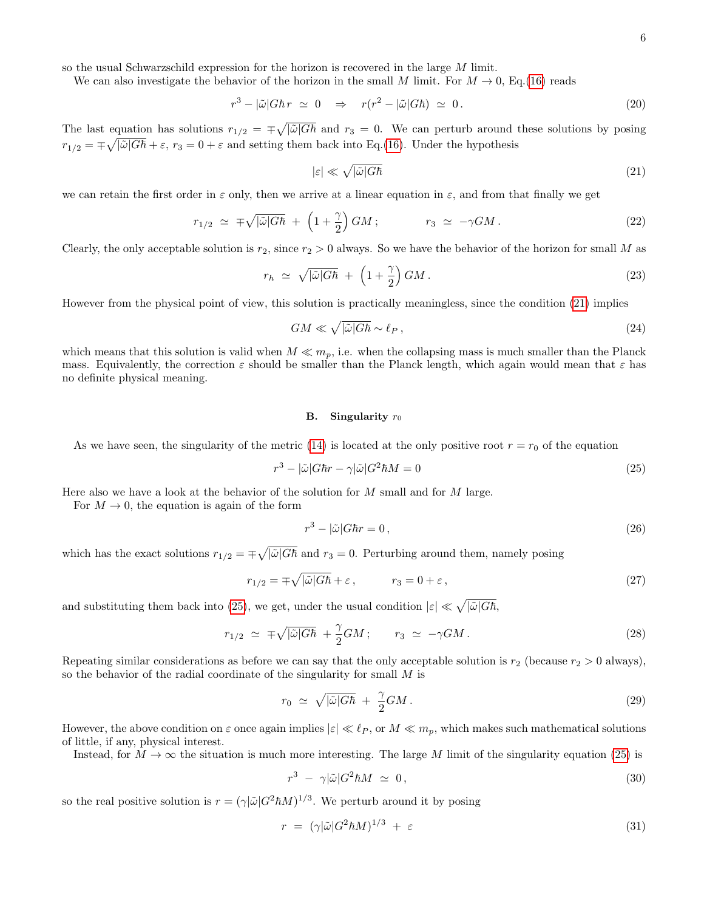so the usual Schwarzschild expression for the horizon is recovered in the large $M$ limit.

We can also investigate the behavior of the horizon in the small $M$ limit. For $M \to 0$, Eq.(16) reads

$$r^3 - |\tilde{\omega}|G\hbar\, r \;\simeq\; 0 \quad\Rightarrow\quad r(r^2 - |\tilde{\omega}|G\hbar) \;\simeq\; 0\,. \tag{20}$$

The last equation has solutions $r_{1/2} = \mp\sqrt{|\tilde{\omega}|G\hbar}$ and $r_3 = 0$. We can perturb around these solutions by posing $r_{1/2} = \mp\sqrt{|\tilde{\omega}|G\hbar} + \varepsilon$, $r_3 = 0 + \varepsilon$ and setting them back into Eq.(16). Under the hypothesis

$$|\varepsilon| \ll \sqrt{|\tilde{\omega}|G\hbar} \tag{21}$$

we can retain the first order in $\varepsilon$ only, then we arrive at a linear equation in $\varepsilon$, and from that finally we get

$$r_{1/2} \;\simeq\; \mp\sqrt{|\tilde{\omega}|G\hbar} \;+\; \left(1 + \frac{\gamma}{2}\right) GM\,; \qquad\qquad r_3 \;\simeq\; -\gamma GM\,. \tag{22}$$

Clearly, the only acceptable solution is $r_2$, since $r_2 > 0$ always. So we have the behavior of the horizon for small $M$ as

$$r_h \;\simeq\; \sqrt{|\tilde{\omega}|G\hbar} \;+\; \left(1 + \frac{\gamma}{2}\right) GM\,. \tag{23}$$

However from the physical point of view, this solution is practically meaningless, since the condition (21) implies

$$GM \ll \sqrt{|\tilde{\omega}|G\hbar} \sim \ell_P\,, \tag{24}$$

which means that this solution is valid when $M \ll m_p$, i.e. when the collapsing mass is much smaller than the Planck mass. Equivalently, the correction $\varepsilon$ should be smaller than the Planck length, which again would mean that $\varepsilon$ has no definite physical meaning.

### B. Singularity $r_0$

As we have seen, the singularity of the metric (14) is located at the only positive root $r = r_0$ of the equation

$$r^3 - |\tilde{\omega}|G\hbar r - \gamma|\tilde{\omega}|G^2\hbar M = 0 \tag{25}$$

Here also we have a look at the behavior of the solution for $M$ small and for $M$ large.

For $M \to 0$, the equation is again of the form

$$r^3 - |\tilde{\omega}|G\hbar r = 0\,, \tag{26}$$

which has the exact solutions $r_{1/2} = \mp\sqrt{|\tilde{\omega}|G\hbar}$ and $r_3 = 0$. Perturbing around them, namely posing

$$r_{1/2} = \mp\sqrt{|\tilde{\omega}|G\hbar} + \varepsilon\,, \qquad\qquad r_3 = 0 + \varepsilon\,, \tag{27}$$

and substituting them back into (25), we get, under the usual condition $|\varepsilon| \ll \sqrt{|\tilde{\omega}|G\hbar}$,

$$r_{1/2} \;\simeq\; \mp\sqrt{|\tilde{\omega}|G\hbar} \;+ \frac{\gamma}{2} GM\,; \qquad r_3 \;\simeq\; -\gamma GM\,. \tag{28}$$

Repeating similar considerations as before we can say that the only acceptable solution is $r_2$ (because $r_2 > 0$ always), so the behavior of the radial coordinate of the singularity for small $M$ is

$$r_0 \;\simeq\; \sqrt{|\tilde{\omega}|G\hbar} \;+\; \frac{\gamma}{2} GM\,. \tag{29}$$

However, the above condition on $\varepsilon$ once again implies $|\varepsilon| \ll \ell_P$, or $M \ll m_p$, which makes such mathematical solutions of little, if any, physical interest.

Instead, for $M \to \infty$ the situation is much more interesting. The large $M$ limit of the singularity equation (25) is

$$r^3 \;-\; \gamma|\tilde{\omega}|G^2\hbar M \;\simeq\; 0\,, \tag{30}$$

so the real positive solution is $r = (\gamma|\tilde{\omega}|G^2\hbar M)^{1/3}$. We perturb around it by posing

$$r \;=\; (\gamma|\tilde{\omega}|G^2\hbar M)^{1/3} \;+\; \varepsilon \tag{31}$$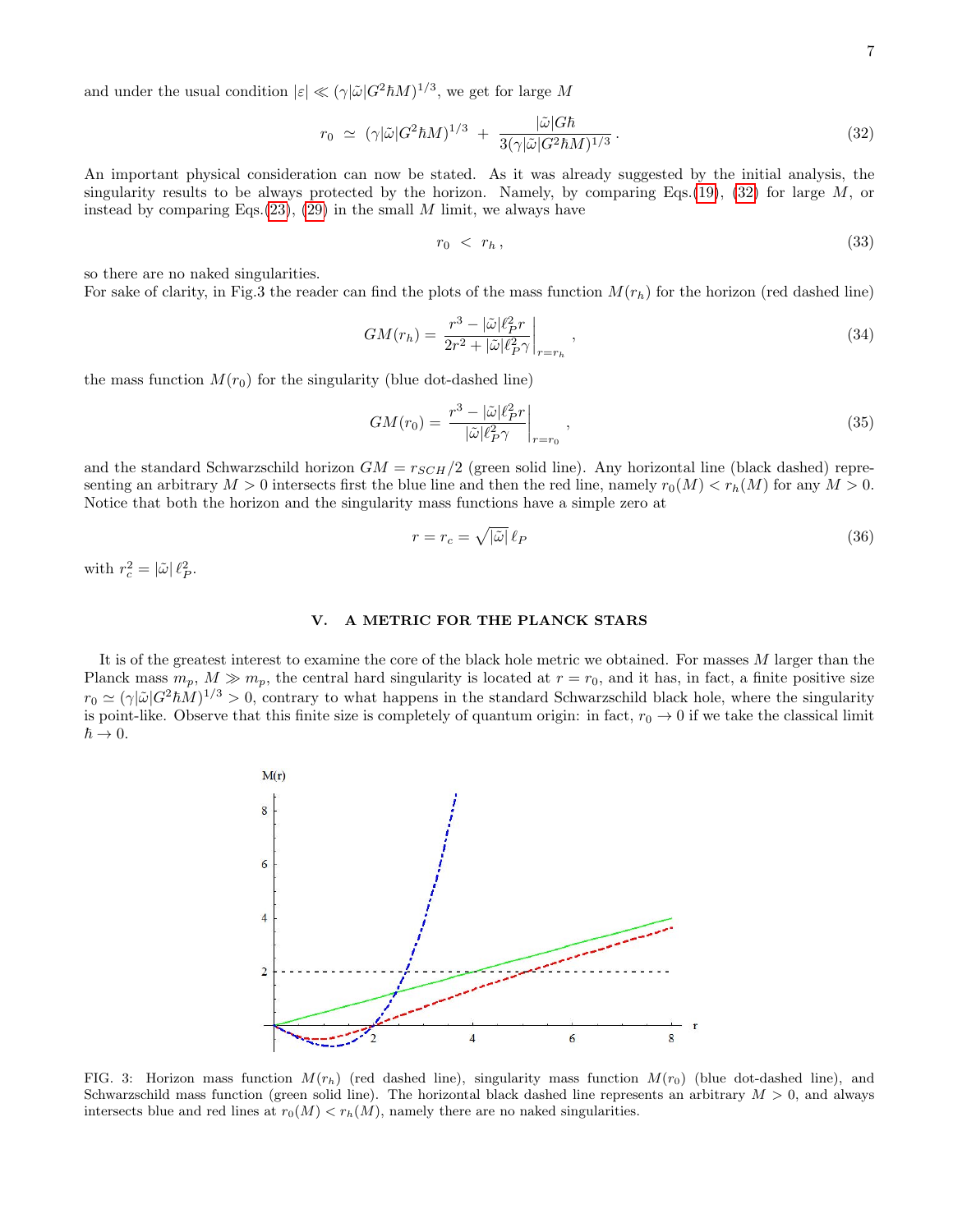and under the usual condition $|\varepsilon| \ll (\gamma|\tilde{\omega}|G^2\hbar M)^{1/3}$, we get for large $M$

$$r_0 \simeq (\gamma|\tilde{\omega}|G^2\hbar M)^{1/3} + \frac{|\tilde{\omega}|G\hbar}{3(\gamma|\tilde{\omega}|G^2\hbar M)^{1/3}}. \tag{32}$$

An important physical consideration can now be stated. As it was already suggested by the initial analysis, the singularity results to be always protected by the horizon. Namely, by comparing Eqs.(19), (32) for large $M$, or instead by comparing Eqs.(23), (29) in the small $M$ limit, we always have

$$r_0 < r_h, \tag{33}$$

so there are no naked singularities.
For sake of clarity, in Fig.3 the reader can find the plots of the mass function $M(r_h)$ for the horizon (red dashed line)

$$GM(r_h) = \left.\frac{r^3 - |\tilde{\omega}|\ell_P^2 r}{2r^2 + |\tilde{\omega}|\ell_P^2\gamma}\right|_{r=r_h}, \tag{34}$$

the mass function $M(r_0)$ for the singularity (blue dot-dashed line)

$$GM(r_0) = \left.\frac{r^3 - |\tilde{\omega}|\ell_P^2 r}{|\tilde{\omega}|\ell_P^2\gamma}\right|_{r=r_0}, \tag{35}$$

and the standard Schwarzschild horizon $GM = r_{SCH}/2$ (green solid line). Any horizontal line (black dashed) representing an arbitrary $M > 0$ intersects first the blue line and then the red line, namely $r_0(M) < r_h(M)$ for any $M > 0$. Notice that both the horizon and the singularity mass functions have a simple zero at

$$r = r_c = \sqrt{|\tilde{\omega}|}\,\ell_P \tag{36}$$

with $r_c^2 = |\tilde{\omega}|\,\ell_P^2$.

## V. A METRIC FOR THE PLANCK STARS

It is of the greatest interest to examine the core of the black hole metric we obtained. For masses $M$ larger than the Planck mass $m_p$, $M \gg m_p$, the central hard singularity is located at $r = r_0$, and it has, in fact, a finite positive size $r_0 \simeq (\gamma|\tilde{\omega}|G^2\hbar M)^{1/3} > 0$, contrary to what happens in the standard Schwarzschild black hole, where the singularity is point-like. Observe that this finite size is completely of quantum origin: in fact, $r_0 \to 0$ if we take the classical limit $\hbar \to 0$.

FIG. 3: Horizon mass function $M(r_h)$ (red dashed line), singularity mass function $M(r_0)$ (blue dot-dashed line), and Schwarzschild mass function (green solid line). The horizontal black dashed line represents an arbitrary $M > 0$, and always intersects blue and red lines at $r_0(M) < r_h(M)$, namely there are no naked singularities.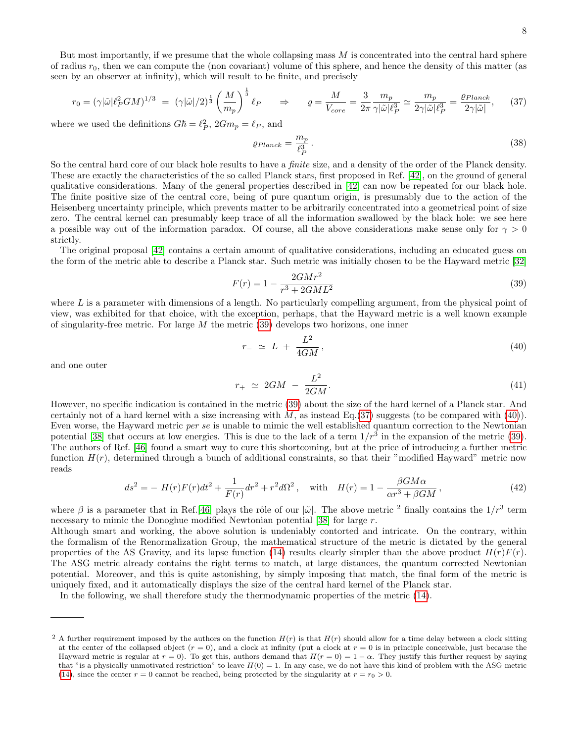But most importantly, if we presume that the whole collapsing mass $M$ is concentrated into the central hard sphere of radius $r_0$, then we can compute the (non covariant) volume of this sphere, and hence the density of this matter (as seen by an observer at infinity), which will result to be finite, and precisely

$$r_0 = (\gamma|\tilde{\omega}|\ell_P^2 GM)^{1/3} \;=\; (\gamma|\tilde{\omega}|/2)^{\frac{1}{3}} \left(\frac{M}{m_p}\right)^{\frac{1}{3}} \ell_P \quad \Rightarrow \quad \varrho = \frac{M}{V_{core}} = \frac{3}{2\pi}\frac{m_p}{\gamma|\tilde{\omega}|\ell_P^3} \simeq \frac{m_p}{2\gamma|\tilde{\omega}|\ell_P^3} = \frac{\varrho_{Planck}}{2\gamma|\tilde{\omega}|}, \tag{37}$$

where we used the definitions $G\hbar = \ell_P^2$, $2Gm_p = \ell_P$, and

$$\varrho_{Planck} = \frac{m_p}{\ell_P^3}\,. \tag{38}$$

So the central hard core of our black hole results to have a *finite* size, and a density of the order of the Planck density. These are exactly the characteristics of the so called Planck stars, first proposed in Ref. [42], on the ground of general qualitative considerations. Many of the general properties described in [42] can now be repeated for our black hole. The finite positive size of the central core, being of pure quantum origin, is presumably due to the action of the Heisenberg uncertainty principle, which prevents matter to be arbitrarily concentrated into a geometrical point of size zero. The central kernel can presumably keep trace of all the information swallowed by the black hole: we see here a possible way out of the information paradox. Of course, all the above considerations make sense only for $\gamma > 0$ strictly.

The original proposal [42] contains a certain amount of qualitative considerations, including an educated guess on the form of the metric able to describe a Planck star. Such metric was initially chosen to be the Hayward metric [32]

$$F(r) = 1 - \frac{2GMr^2}{r^3 + 2GML^2} \tag{39}$$

where $L$ is a parameter with dimensions of a length. No particularly compelling argument, from the physical point of view, was exhibited for that choice, with the exception, perhaps, that the Hayward metric is a well known example of singularity-free metric. For large $M$ the metric (39) develops two horizons, one inner

$$r_- \;\simeq\; L \;+\; \frac{L^2}{4GM}\,, \tag{40}$$

and one outer

$$r_+ \;\simeq\; 2GM \;-\; \frac{L^2}{2GM}. \tag{41}$$

However, no specific indication is contained in the metric (39) about the size of the hard kernel of a Planck star. And certainly not of a hard kernel with a size increasing with $M$, as instead Eq.(37) suggests (to be compared with (40)). Even worse, the Hayward metric *per se* is unable to mimic the well established quantum correction to the Newtonian potential [38] that occurs at low energies. This is due to the lack of a term $1/r^3$ in the expansion of the metric (39). The authors of Ref. [46] found a smart way to cure this shortcoming, but at the price of introducing a further metric function $H(r)$, determined through a bunch of additional constraints, so that their "modified Hayward" metric now reads

$$ds^2 = -\,H(r)F(r)dt^2 + \frac{1}{F(r)}dr^2 + r^2 d\Omega^2\,, \quad \text{with} \quad H(r) = 1 - \frac{\beta GM\alpha}{\alpha r^3 + \beta GM}\,, \tag{42}$$

where $\beta$ is a parameter that in Ref.[46] plays the rôle of our $|\tilde{\omega}|$. The above metric [2] finally contains the $1/r^3$ term necessary to mimic the Donoghue modified Newtonian potential [38] for large $r$.

Although smart and working, the above solution is undeniably contorted and intricate. On the contrary, within the formalism of the Renormalization Group, the mathematical structure of the metric is dictated by the general properties of the AS Gravity, and its lapse function (14) results clearly simpler than the above product $H(r)F(r)$. The ASG metric already contains the right terms to match, at large distances, the quantum corrected Newtonian potential. Moreover, and this is quite astonishing, by simply imposing that match, the final form of the metric is uniquely fixed, and it automatically displays the size of the central hard kernel of the Planck star.

In the following, we shall therefore study the thermodynamic properties of the metric (14).

---

[2] A further requirement imposed by the authors on the function $H(r)$ is that $H(r)$ should allow for a time delay between a clock sitting at the center of the collapsed object ($r = 0$), and a clock at infinity (put a clock at $r = 0$ is in principle conceivable, just because the Hayward metric is regular at $r = 0$). To get this, authors demand that $H(r = 0) = 1 - \alpha$. They justify this further request by saying that "is a physically unmotivated restriction" to leave $H(0) = 1$. In any case, we do not have this kind of problem with the ASG metric (14), since the center $r = 0$ cannot be reached, being protected by the singularity at $r = r_0 > 0$.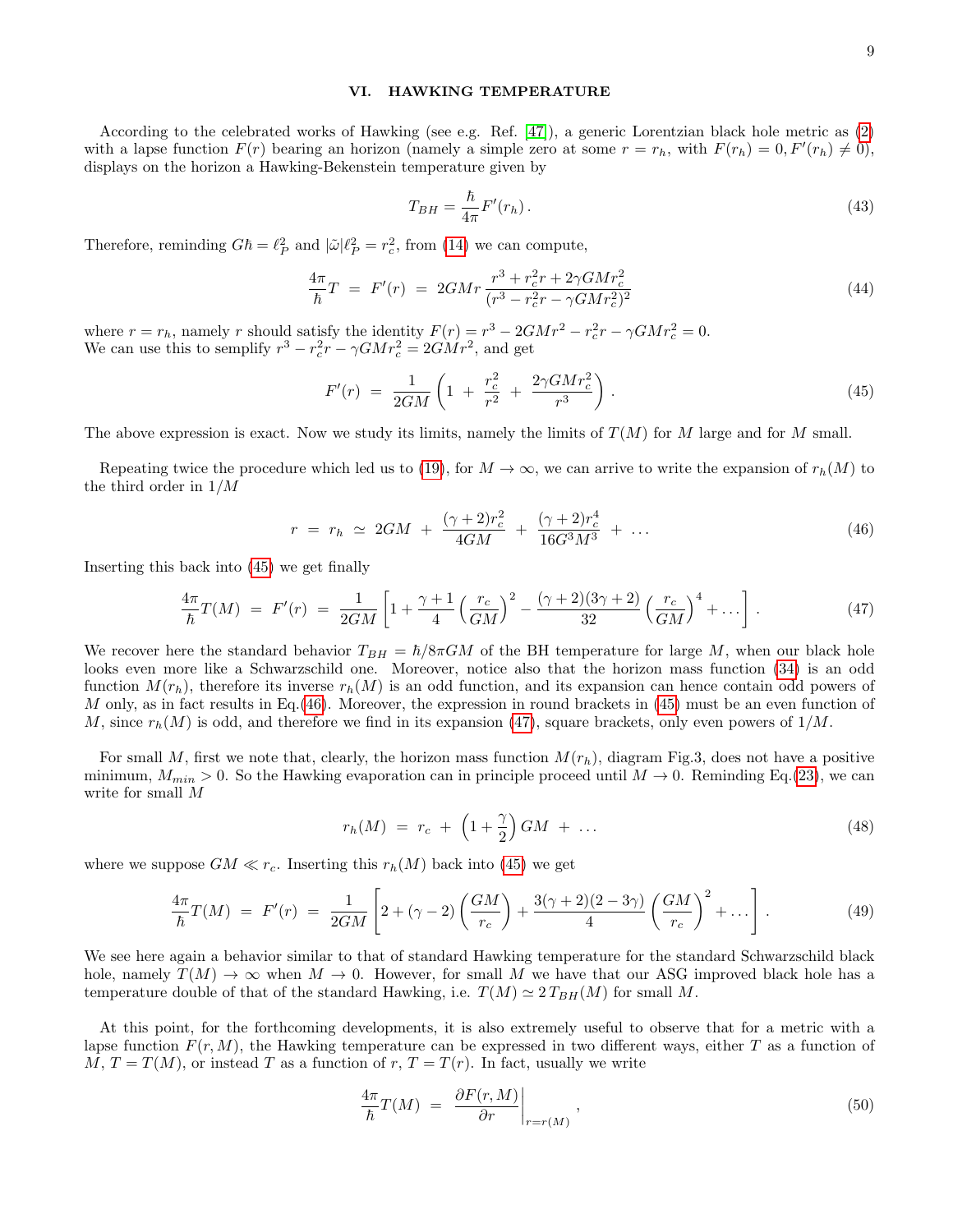## VI. HAWKING TEMPERATURE

According to the celebrated works of Hawking (see e.g. Ref. [47]), a generic Lorentzian black hole metric as (2) with a lapse function $F(r)$ bearing an horizon (namely a simple zero at some $r = r_h$, with $F(r_h) = 0, F'(r_h) \neq 0$), displays on the horizon a Hawking-Bekenstein temperature given by

$$T_{BH} = \frac{\hbar}{4\pi} F'(r_h) \,. \tag{43}$$

Therefore, reminding $G\hbar = \ell_P^2$ and $|\tilde{\omega}|\ell_P^2 = r_c^2$, from (14) we can compute,

$$\frac{4\pi}{\hbar} T \;=\; F'(r) \;=\; 2GMr \, \frac{r^3 + r_c^2 r + 2\gamma GM r_c^2}{(r^3 - r_c^2 r - \gamma GM r_c^2)^2} \tag{44}$$

where $r = r_h$, namely $r$ should satisfy the identity $F(r) = r^3 - 2GMr^2 - r_c^2 r - \gamma GM r_c^2 = 0$.
We can use this to semplify $r^3 - r_c^2 r - \gamma GM r_c^2 = 2GMr^2$, and get

$$F'(r) \;=\; \frac{1}{2GM}\left(1 \;+\; \frac{r_c^2}{r^2} \;+\; \frac{2\gamma GM r_c^2}{r^3}\right) . \tag{45}$$

The above expression is exact. Now we study its limits, namely the limits of $T(M)$ for $M$ large and for $M$ small.

Repeating twice the procedure which led us to (19), for $M \to \infty$, we can arrive to write the expansion of $r_h(M)$ to the third order in $1/M$

$$r \;=\; r_h \;\simeq\; 2GM \;+\; \frac{(\gamma+2)r_c^2}{4GM} \;+\; \frac{(\gamma+2)r_c^4}{16G^3M^3} \;+\; \ldots \tag{46}$$

Inserting this back into (45) we get finally

$$\frac{4\pi}{\hbar} T(M) \;=\; F'(r) \;=\; \frac{1}{2GM}\left[1 + \frac{\gamma+1}{4}\left(\frac{r_c}{GM}\right)^2 - \frac{(\gamma+2)(3\gamma+2)}{32}\left(\frac{r_c}{GM}\right)^4 + \ldots\right] . \tag{47}$$

We recover here the standard behavior $T_{BH} = \hbar/8\pi GM$ of the BH temperature for large $M$, when our black hole looks even more like a Schwarzschild one. Moreover, notice also that the horizon mass function (34) is an odd function $M(r_h)$, therefore its inverse $r_h(M)$ is an odd function, and its expansion can hence contain odd powers of $M$ only, as in fact results in Eq.(46). Moreover, the expression in round brackets in (45) must be an even function of $M$, since $r_h(M)$ is odd, and therefore we find in its expansion (47), square brackets, only even powers of $1/M$.

For small $M$, first we note that, clearly, the horizon mass function $M(r_h)$, diagram Fig.3, does not have a positive minimum, $M_{min} > 0$. So the Hawking evaporation can in principle proceed until $M \to 0$. Reminding Eq.(23), we can write for small $M$

$$r_h(M) \;=\; r_c \;+\; \left(1 + \frac{\gamma}{2}\right) GM \;+\; \ldots \tag{48}$$

where we suppose $GM \ll r_c$. Inserting this $r_h(M)$ back into (45) we get

$$\frac{4\pi}{\hbar} T(M) \;=\; F'(r) \;=\; \frac{1}{2GM}\left[2 + (\gamma - 2)\left(\frac{GM}{r_c}\right) + \frac{3(\gamma+2)(2-3\gamma)}{4}\left(\frac{GM}{r_c}\right)^2 + \ldots\right] . \tag{49}$$

We see here again a behavior similar to that of standard Hawking temperature for the standard Schwarzschild black hole, namely $T(M) \to \infty$ when $M \to 0$. However, for small $M$ we have that our ASG improved black hole has a temperature double of that of the standard Hawking, i.e. $T(M) \simeq 2\,T_{BH}(M)$ for small $M$.

At this point, for the forthcoming developments, it is also extremely useful to observe that for a metric with a lapse function $F(r, M)$, the Hawking temperature can be expressed in two different ways, either $T$ as a function of $M$, $T = T(M)$, or instead $T$ as a function of $r$, $T = T(r)$. In fact, usually we write

$$\frac{4\pi}{\hbar} T(M) \;=\; \left.\frac{\partial F(r, M)}{\partial r}\right|_{r=r(M)} , \tag{50}$$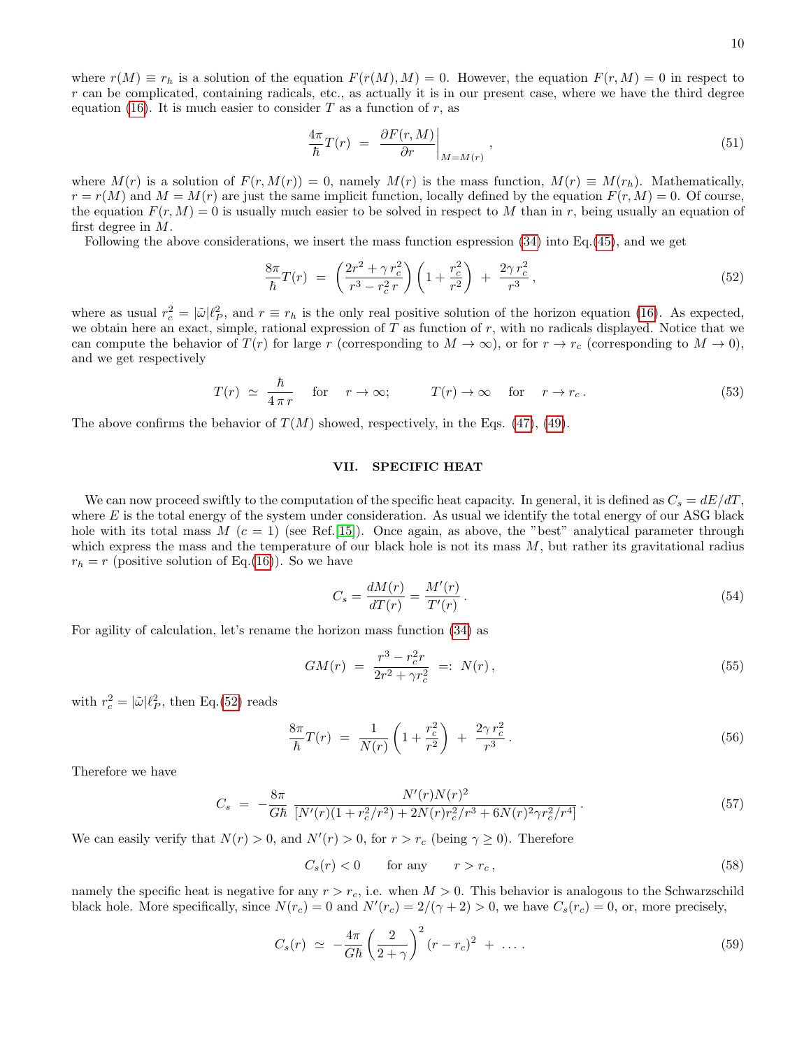where $r(M) \equiv r_h$ is a solution of the equation $F(r(M), M) = 0$. However, the equation $F(r, M) = 0$ in respect to $r$ can be complicated, containing radicals, etc., as actually it is in our present case, where we have the third degree equation (16). It is much easier to consider $T$ as a function of $r$, as

$$\frac{4\pi}{\hbar} T(r) \;=\; \left.\frac{\partial F(r, M)}{\partial r}\right|_{M=M(r)}, \tag{51}$$

where $M(r)$ is a solution of $F(r, M(r)) = 0$, namely $M(r)$ is the mass function, $M(r) \equiv M(r_h)$. Mathematically, $r = r(M)$ and $M = M(r)$ are just the same implicit function, locally defined by the equation $F(r, M) = 0$. Of course, the equation $F(r, M) = 0$ is usually much easier to be solved in respect to $M$ than in $r$, being usually an equation of first degree in $M$.

Following the above considerations, we insert the mass function espression (34) into Eq.(45), and we get

$$\frac{8\pi}{\hbar} T(r) \;=\; \left(\frac{2r^2 + \gamma\, r_c^2}{r^3 - r_c^2\, r}\right)\left(1 + \frac{r_c^2}{r^2}\right) \;+\; \frac{2\gamma\, r_c^2}{r^3}\,, \tag{52}$$

where as usual $r_c^2 = |\tilde{\omega}|\ell_P^2$, and $r \equiv r_h$ is the only real positive solution of the horizon equation (16). As expected, we obtain here an exact, simple, rational expression of $T$ as function of $r$, with no radicals displayed. Notice that we can compute the behavior of $T(r)$ for large $r$ (corresponding to $M \to \infty$), or for $r \to r_c$ (corresponding to $M \to 0$), and we get respectively

$$T(r) \;\simeq\; \frac{\hbar}{4\,\pi\, r} \quad \text{for} \quad r \to \infty; \qquad\qquad T(r) \to \infty \quad \text{for} \quad r \to r_c\,. \tag{53}$$

The above confirms the behavior of $T(M)$ showed, respectively, in the Eqs. (47), (49).

## VII. SPECIFIC HEAT

We can now proceed swiftly to the computation of the specific heat capacity. In general, it is defined as $C_s = dE/dT$, where $E$ is the total energy of the system under consideration. As usual we identify the total energy of our ASG black hole with its total mass $M$ ($c = 1$) (see Ref.[15]). Once again, as above, the "best" analytical parameter through which express the mass and the temperature of our black hole is not its mass $M$, but rather its gravitational radius $r_h = r$ (positive solution of Eq.(16)). So we have

$$C_s = \frac{dM(r)}{dT(r)} = \frac{M'(r)}{T'(r)}\,. \tag{54}$$

For agility of calculation, let's rename the horizon mass function (34) as

$$GM(r) \;=\; \frac{r^3 - r_c^2 r}{2r^2 + \gamma r_c^2} \;=:\; N(r)\,, \tag{55}$$

with $r_c^2 = |\tilde{\omega}|\ell_P^2$, then Eq.(52) reads

$$\frac{8\pi}{\hbar} T(r) \;=\; \frac{1}{N(r)}\left(1 + \frac{r_c^2}{r^2}\right) \;+\; \frac{2\gamma\, r_c^2}{r^3}\,. \tag{56}$$

Therefore we have

$$C_s \;=\; -\frac{8\pi}{G\hbar}\, \frac{N'(r)N(r)^2}{\left[N'(r)(1 + r_c^2/r^2) + 2N(r) r_c^2/r^3 + 6N(r)^2 \gamma r_c^2/r^4\right]}\,. \tag{57}$$

We can easily verify that $N(r) > 0$, and $N'(r) > 0$, for $r > r_c$ (being $\gamma \geq 0$). Therefore

$$C_s(r) < 0 \qquad \text{for any} \qquad r > r_c\,, \tag{58}$$

namely the specific heat is negative for any $r > r_c$, i.e. when $M > 0$. This behavior is analogous to the Schwarzschild black hole. More specifically, since $N(r_c) = 0$ and $N'(r_c) = 2/(\gamma + 2) > 0$, we have $C_s(r_c) = 0$, or, more precisely,

$$C_s(r) \;\simeq\; -\frac{4\pi}{G\hbar}\left(\frac{2}{2+\gamma}\right)^2 (r - r_c)^2 \;+\; \ldots\,. \tag{59}$$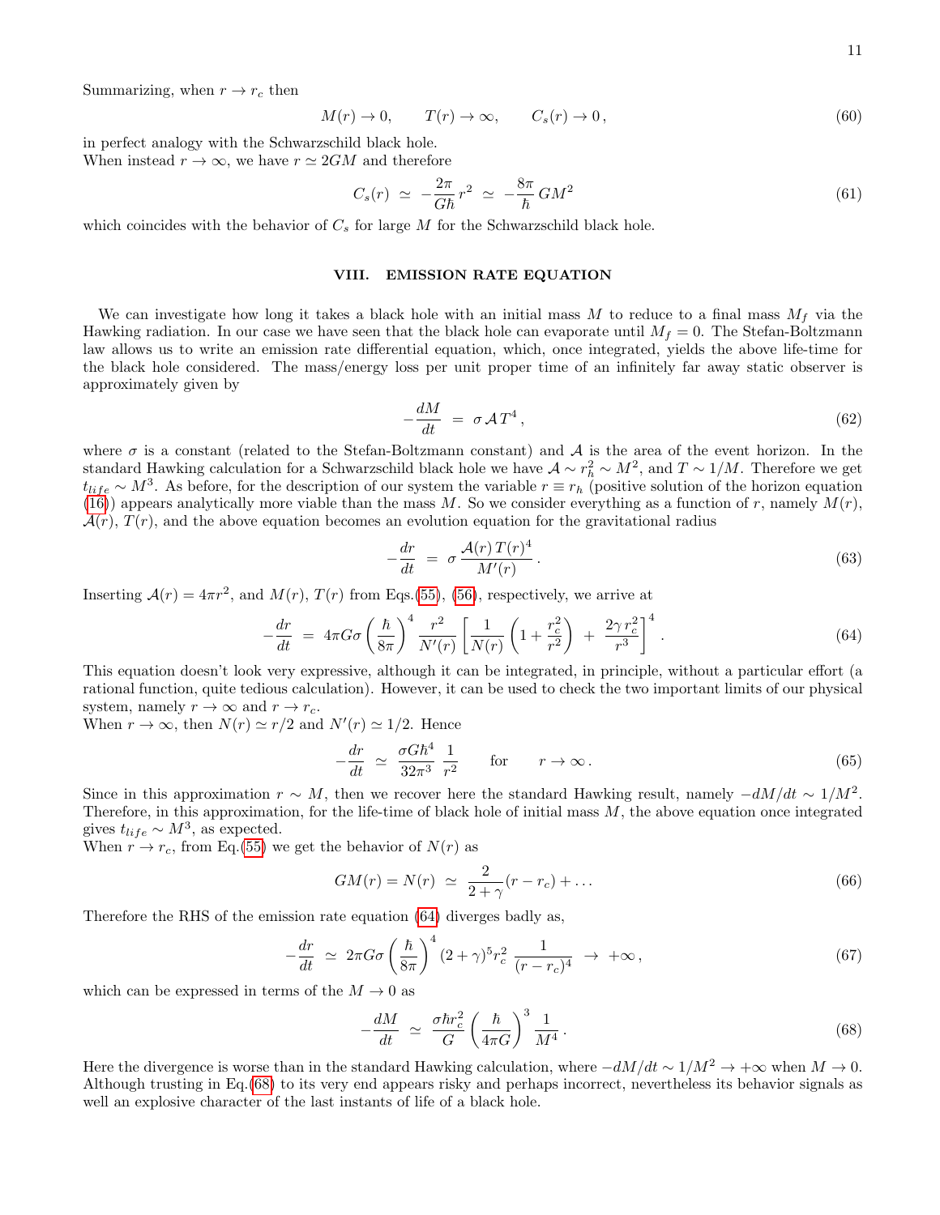Summarizing, when $r \to r_c$ then

$$M(r) \to 0, \qquad T(r) \to \infty, \qquad C_s(r) \to 0\,, \tag{60}$$

in perfect analogy with the Schwarzschild black hole.
When instead $r \to \infty$, we have $r \simeq 2GM$ and therefore

$$C_s(r) \;\simeq\; -\frac{2\pi}{G\hbar}\,r^2 \;\simeq\; -\frac{8\pi}{\hbar}\,GM^2 \tag{61}$$

which coincides with the behavior of $C_s$ for large $M$ for the Schwarzschild black hole.

## VIII. EMISSION RATE EQUATION

We can investigate how long it takes a black hole with an initial mass $M$ to reduce to a final mass $M_f$ via the Hawking radiation. In our case we have seen that the black hole can evaporate until $M_f = 0$. The Stefan-Boltzmann law allows us to write an emission rate differential equation, which, once integrated, yields the above life-time for the black hole considered. The mass/energy loss per unit proper time of an infinitely far away static observer is approximately given by

$$-\frac{dM}{dt} \;=\; \sigma\,\mathcal{A}\,T^4\,, \tag{62}$$

where $\sigma$ is a constant (related to the Stefan-Boltzmann constant) and $\mathcal{A}$ is the area of the event horizon. In the standard Hawking calculation for a Schwarzschild black hole we have $\mathcal{A} \sim r_h^2 \sim M^2$, and $T \sim 1/M$. Therefore we get $t_{life} \sim M^3$. As before, for the description of our system the variable $r \equiv r_h$ (positive solution of the horizon equation (16)) appears analytically more viable than the mass $M$. So we consider everything as a function of $r$, namely $M(r)$, $\mathcal{A}(r)$, $T(r)$, and the above equation becomes an evolution equation for the gravitational radius

$$-\frac{dr}{dt} \;=\; \sigma\,\frac{\mathcal{A}(r)\,T(r)^4}{M'(r)}\,. \tag{63}$$

Inserting $\mathcal{A}(r) = 4\pi r^2$, and $M(r)$, $T(r)$ from Eqs.(55), (56), respectively, we arrive at

$$-\frac{dr}{dt} \;=\; 4\pi G\sigma\left(\frac{\hbar}{8\pi}\right)^4 \frac{r^2}{N'(r)}\left[\frac{1}{N(r)}\left(1+\frac{r_c^2}{r^2}\right) \;+\; \frac{2\gamma\, r_c^2}{r^3}\right]^4. \tag{64}$$

This equation doesn't look very expressive, although it can be integrated, in principle, without a particular effort (a rational function, quite tedious calculation). However, it can be used to check the two important limits of our physical system, namely $r \to \infty$ and $r \to r_c$.
When $r \to \infty$, then $N(r) \simeq r/2$ and $N'(r) \simeq 1/2$. Hence

$$-\frac{dr}{dt} \;\simeq\; \frac{\sigma G\hbar^4}{32\pi^3}\;\frac{1}{r^2} \qquad \text{for} \qquad r \to \infty\,. \tag{65}$$

Since in this approximation $r \sim M$, then we recover here the standard Hawking result, namely $-dM/dt \sim 1/M^2$. Therefore, in this approximation, for the life-time of black hole of initial mass $M$, the above equation once integrated gives $t_{life} \sim M^3$, as expected.
When $r \to r_c$, from Eq.(55) we get the behavior of $N(r)$ as

$$GM(r) = N(r) \;\simeq\; \frac{2}{2+\gamma}(r - r_c) + \ldots \tag{66}$$

Therefore the RHS of the emission rate equation (64) diverges badly as,

$$-\frac{dr}{dt} \;\simeq\; 2\pi G\sigma\left(\frac{\hbar}{8\pi}\right)^4 (2+\gamma)^5 r_c^2\;\frac{1}{(r-r_c)^4} \;\to\; +\infty\,, \tag{67}$$

which can be expressed in terms of the $M \to 0$ as

$$-\frac{dM}{dt} \;\simeq\; \frac{\sigma\hbar r_c^2}{G}\left(\frac{\hbar}{4\pi G}\right)^3 \frac{1}{M^4}\,. \tag{68}$$

Here the divergence is worse than in the standard Hawking calculation, where $-dM/dt \sim 1/M^2 \to +\infty$ when $M \to 0$. Although trusting in Eq.(68) to its very end appears risky and perhaps incorrect, nevertheless its behavior signals as well an explosive character of the last instants of life of a black hole.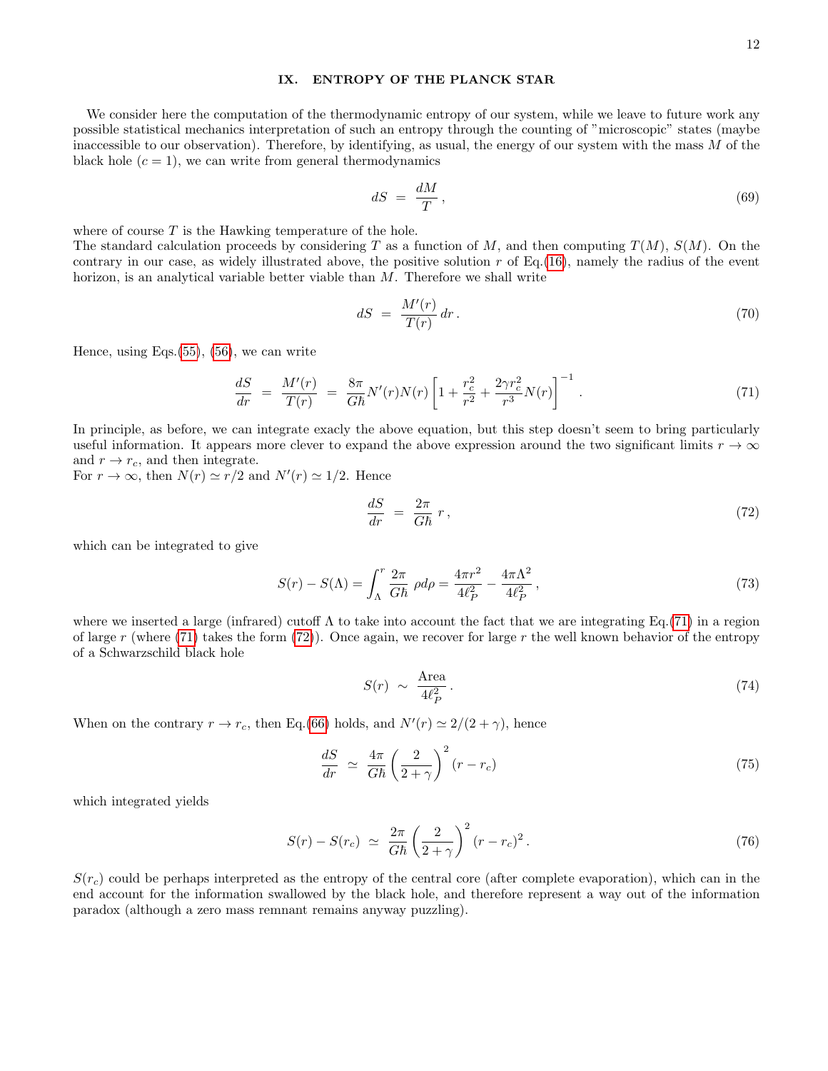## IX. ENTROPY OF THE PLANCK STAR

We consider here the computation of the thermodynamic entropy of our system, while we leave to future work any possible statistical mechanics interpretation of such an entropy through the counting of "microscopic" states (maybe inaccessible to our observation). Therefore, by identifying, as usual, the energy of our system with the mass $M$ of the black hole ($c = 1$), we can write from general thermodynamics

$$
dS \; = \; \frac{dM}{T} \, , \tag{69}
$$

where of course $T$ is the Hawking temperature of the hole.
The standard calculation proceeds by considering $T$ as a function of $M$, and then computing $T(M)$, $S(M)$. On the contrary in our case, as widely illustrated above, the positive solution $r$ of Eq.(16), namely the radius of the event horizon, is an analytical variable better viable than $M$. Therefore we shall write

$$
dS \; = \; \frac{M'(r)}{T(r)} \, dr \, . \tag{70}
$$

Hence, using Eqs.(55), (56), we can write

$$
\frac{dS}{dr} \; = \; \frac{M'(r)}{T(r)} \; = \; \frac{8\pi}{G\hbar} N'(r) N(r) \left[ 1 + \frac{r_c^2}{r^2} + \frac{2\gamma r_c^2}{r^3} N(r) \right]^{-1} \, . \tag{71}
$$

In principle, as before, we can integrate exacly the above equation, but this step doesn't seem to bring particularly useful information. It appears more clever to expand the above expression around the two significant limits $r \to \infty$ and $r \to r_c$, and then integrate.
For $r \to \infty$, then $N(r) \simeq r/2$ and $N'(r) \simeq 1/2$. Hence

$$
\frac{dS}{dr} \; = \; \frac{2\pi}{G\hbar} \, r \, , \tag{72}
$$

which can be integrated to give

$$
S(r) - S(\Lambda) = \int_\Lambda^r \frac{2\pi}{G\hbar} \, \rho d\rho = \frac{4\pi r^2}{4\ell_P^2} - \frac{4\pi \Lambda^2}{4\ell_P^2} \, , \tag{73}
$$

where we inserted a large (infrared) cutoff $\Lambda$ to take into account the fact that we are integrating Eq.(71) in a region of large $r$ (where (71) takes the form (72)). Once again, we recover for large $r$ the well known behavior of the entropy of a Schwarzschild black hole

$$
S(r) \; \sim \; \frac{\text{Area}}{4\ell_P^2} \, . \tag{74}
$$

When on the contrary $r \to r_c$, then Eq.(66) holds, and $N'(r) \simeq 2/(2+\gamma)$, hence

$$
\frac{dS}{dr} \; \simeq \; \frac{4\pi}{G\hbar} \left( \frac{2}{2+\gamma} \right)^2 (r - r_c) \tag{75}
$$

which integrated yields

$$
S(r) - S(r_c) \; \simeq \; \frac{2\pi}{G\hbar} \left( \frac{2}{2+\gamma} \right)^2 (r - r_c)^2 \, . \tag{76}
$$

$S(r_c)$ could be perhaps interpreted as the entropy of the central core (after complete evaporation), which can in the end account for the information swallowed by the black hole, and therefore represent a way out of the information paradox (although a zero mass remnant remains anyway puzzling).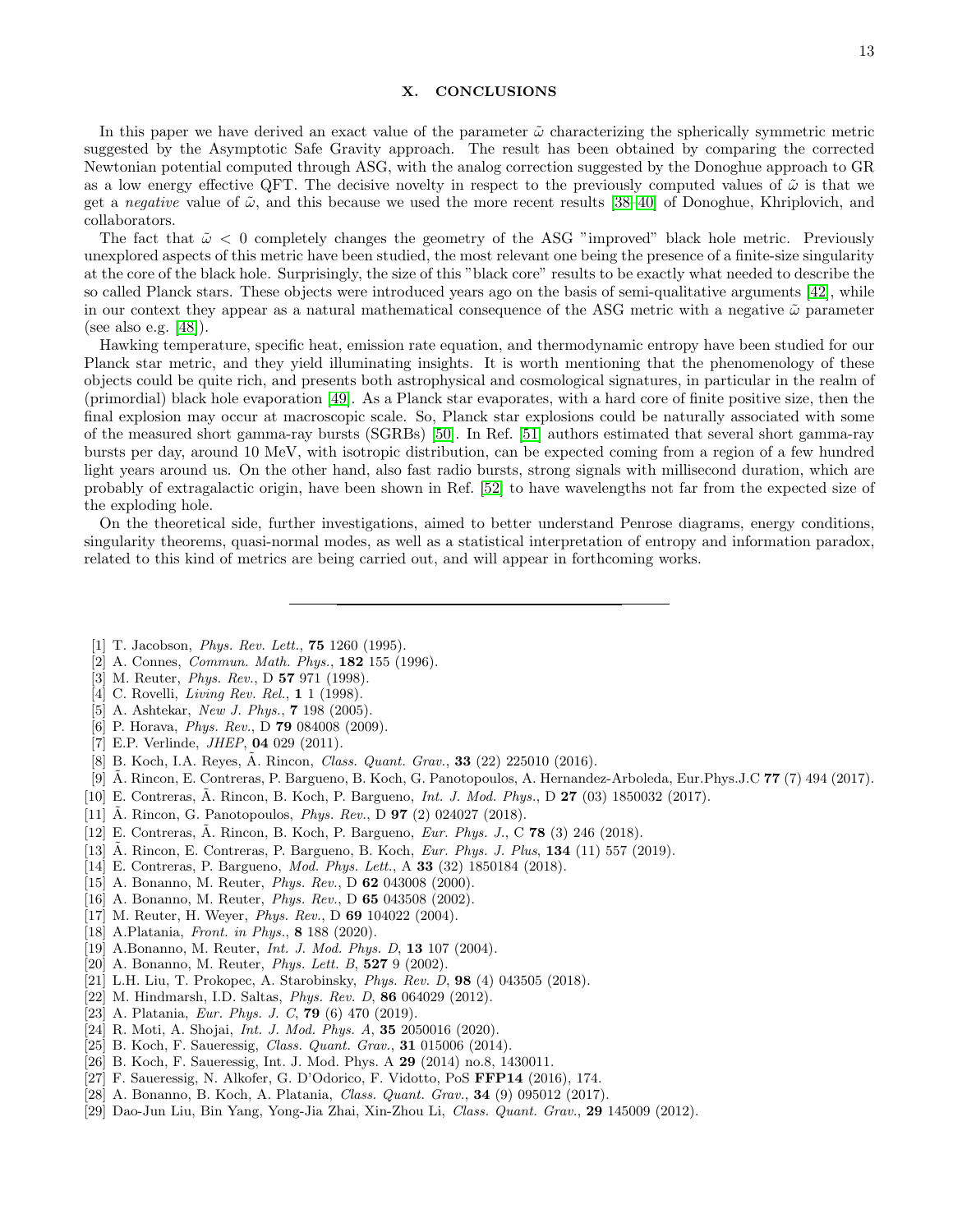## X. CONCLUSIONS

In this paper we have derived an exact value of the parameter $\tilde{\omega}$ characterizing the spherically symmetric metric suggested by the Asymptotic Safe Gravity approach. The result has been obtained by comparing the corrected Newtonian potential computed through ASG, with the analog correction suggested by the Donoghue approach to GR as a low energy effective QFT. The decisive novelty in respect to the previously computed values of $\tilde{\omega}$ is that we get a *negative* value of $\tilde{\omega}$, and this because we used the more recent results [38–40] of Donoghue, Khriplovich, and collaborators.

The fact that $\tilde{\omega} < 0$ completely changes the geometry of the ASG "improved" black hole metric. Previously unexplored aspects of this metric have been studied, the most relevant one being the presence of a finite-size singularity at the core of the black hole. Surprisingly, the size of this "black core" results to be exactly what needed to describe the so called Planck stars. These objects were introduced years ago on the basis of semi-qualitative arguments [42], while in our context they appear as a natural mathematical consequence of the ASG metric with a negative $\tilde{\omega}$ parameter (see also e.g. [48]).

Hawking temperature, specific heat, emission rate equation, and thermodynamic entropy have been studied for our Planck star metric, and they yield illuminating insights. It is worth mentioning that the phenomenology of these objects could be quite rich, and presents both astrophysical and cosmological signatures, in particular in the realm of (primordial) black hole evaporation [49]. As a Planck star evaporates, with a hard core of finite positive size, then the final explosion may occur at macroscopic scale. So, Planck star explosions could be naturally associated with some of the measured short gamma-ray bursts (SGRBs) [50]. In Ref. [51] authors estimated that several short gamma-ray bursts per day, around 10 MeV, with isotropic distribution, can be expected coming from a region of a few hundred light years around us. On the other hand, also fast radio bursts, strong signals with millisecond duration, which are probably of extragalactic origin, have been shown in Ref. [52] to have wavelengths not far from the expected size of the exploding hole.

On the theoretical side, further investigations, aimed to better understand Penrose diagrams, energy conditions, singularity theorems, quasi-normal modes, as well as a statistical interpretation of entropy and information paradox, related to this kind of metrics are being carried out, and will appear in forthcoming works.

---

- [1] T. Jacobson, *Phys. Rev. Lett.*, **75** 1260 (1995).
- [2] A. Connes, *Commun. Math. Phys.*, **182** 155 (1996).
- [3] M. Reuter, *Phys. Rev.*, D **57** 971 (1998).
- [4] C. Rovelli, *Living Rev. Rel.*, **1** 1 (1998).
- [5] A. Ashtekar, *New J. Phys.*, **7** 198 (2005).
- [6] P. Horava, *Phys. Rev.*, D **79** 084008 (2009).
- [7] E.P. Verlinde, *JHEP*, **04** 029 (2011).
- [8] B. Koch, I.A. Reyes, Ã. Rincon, *Class. Quant. Grav.*, **33** (22) 225010 (2016).
- [9] Ã. Rincon, E. Contreras, P. Bargueno, B. Koch, G. Panotopoulos, A. Hernandez-Arboleda, Eur.Phys.J.C **77** (7) 494 (2017).
- [10] E. Contreras, Ã. Rincon, B. Koch, P. Bargueno, *Int. J. Mod. Phys.*, D **27** (03) 1850032 (2017).
- [11] Ã. Rincon, G. Panotopoulos, *Phys. Rev.*, D **97** (2) 024027 (2018).
- [12] E. Contreras, Ã. Rincon, B. Koch, P. Bargueno, *Eur. Phys. J.*, C **78** (3) 246 (2018).
- [13] Ã. Rincon, E. Contreras, P. Bargueno, B. Koch, *Eur. Phys. J. Plus*, **134** (11) 557 (2019).
- [14] E. Contreras, P. Bargueno, *Mod. Phys. Lett.*, A **33** (32) 1850184 (2018).
- [15] A. Bonanno, M. Reuter, *Phys. Rev.*, D **62** 043008 (2000).
- [16] A. Bonanno, M. Reuter, *Phys. Rev.*, D **65** 043508 (2002).
- [17] M. Reuter, H. Weyer, *Phys. Rev.*, D **69** 104022 (2004).
- [18] A.Platania, *Front. in Phys.*, **8** 188 (2020).
- [19] A.Bonanno, M. Reuter, *Int. J. Mod. Phys. D*, **13** 107 (2004).
- [20] A. Bonanno, M. Reuter, *Phys. Lett. B*, **527** 9 (2002).
- [21] L.H. Liu, T. Prokopec, A. Starobinsky, *Phys. Rev. D*, **98** (4) 043505 (2018).
- [22] M. Hindmarsh, I.D. Saltas, *Phys. Rev. D*, **86** 064029 (2012).
- [23] A. Platania, *Eur. Phys. J. C*, **79** (6) 470 (2019).
- [24] R. Moti, A. Shojai, *Int. J. Mod. Phys. A*, **35** 2050016 (2020).
- [25] B. Koch, F. Saueressig, *Class. Quant. Grav.*, **31** 015006 (2014).
- [26] B. Koch, F. Saueressig, Int. J. Mod. Phys. A **29** (2014) no.8, 1430011.
- [27] F. Saueressig, N. Alkofer, G. D'Odorico, F. Vidotto, PoS **FFP14** (2016), 174.
- [28] A. Bonanno, B. Koch, A. Platania, *Class. Quant. Grav.*, **34** (9) 095012 (2017).
- [29] Dao-Jun Liu, Bin Yang, Yong-Jia Zhai, Xin-Zhou Li, *Class. Quant. Grav.*, **29** 145009 (2012).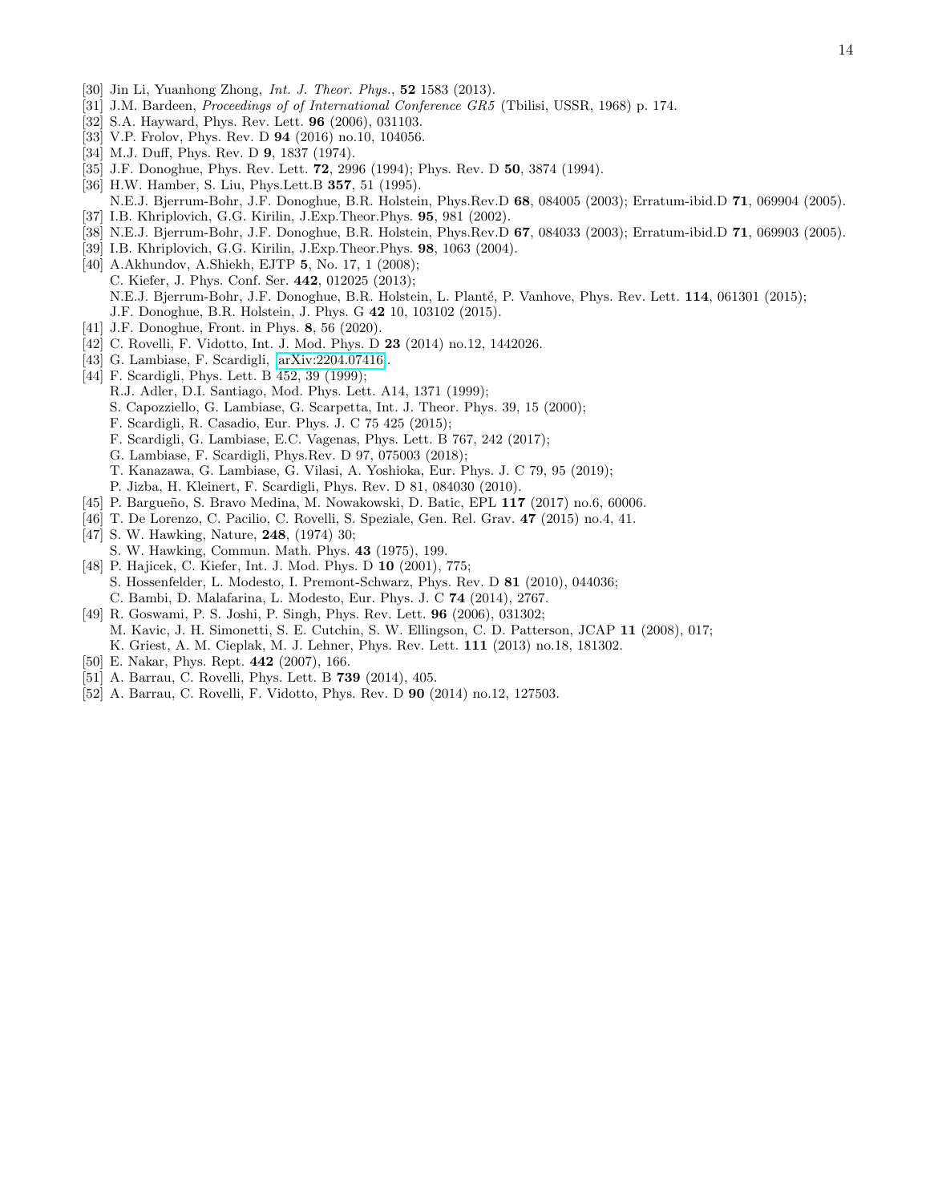[30] Jin Li, Yuanhong Zhong, *Int. J. Theor. Phys.*, **52** 1583 (2013).
[31] J.M. Bardeen, *Proceedings of of International Conference GR5* (Tbilisi, USSR, 1968) p. 174.
[32] S.A. Hayward, Phys. Rev. Lett. **96** (2006), 031103.
[33] V.P. Frolov, Phys. Rev. D **94** (2016) no.10, 104056.
[34] M.J. Duff, Phys. Rev. D **9**, 1837 (1974).
[35] J.F. Donoghue, Phys. Rev. Lett. **72**, 2996 (1994); Phys. Rev. D **50**, 3874 (1994).
[36] H.W. Hamber, S. Liu, Phys.Lett.B **357**, 51 (1995).
N.E.J. Bjerrum-Bohr, J.F. Donoghue, B.R. Holstein, Phys.Rev.D **68**, 084005 (2003); Erratum-ibid.D **71**, 069904 (2005).
[37] I.B. Khriplovich, G.G. Kirilin, J.Exp.Theor.Phys. **95**, 981 (2002).
[38] N.E.J. Bjerrum-Bohr, J.F. Donoghue, B.R. Holstein, Phys.Rev.D **67**, 084033 (2003); Erratum-ibid.D **71**, 069903 (2005).
[39] I.B. Khriplovich, G.G. Kirilin, J.Exp.Theor.Phys. **98**, 1063 (2004).
[40] A.Akhundov, A.Shiekh, EJTP **5**, No. 17, 1 (2008);
C. Kiefer, J. Phys. Conf. Ser. **442**, 012025 (2013);
N.E.J. Bjerrum-Bohr, J.F. Donoghue, B.R. Holstein, L. Planté, P. Vanhove, Phys. Rev. Lett. **114**, 061301 (2015);
J.F. Donoghue, B.R. Holstein, J. Phys. G **42** 10, 103102 (2015).
[41] J.F. Donoghue, Front. in Phys. **8**, 56 (2020).
[42] C. Rovelli, F. Vidotto, Int. J. Mod. Phys. D **23** (2014) no.12, 1442026.
[43] G. Lambiase, F. Scardigli, arXiv:2204.07416.
[44] F. Scardigli, Phys. Lett. B 452, 39 (1999);
R.J. Adler, D.I. Santiago, Mod. Phys. Lett. A14, 1371 (1999);
S. Capozziello, G. Lambiase, G. Scarpetta, Int. J. Theor. Phys. 39, 15 (2000);
F. Scardigli, R. Casadio, Eur. Phys. J. C 75 425 (2015);
F. Scardigli, G. Lambiase, E.C. Vagenas, Phys. Lett. B 767, 242 (2017);
G. Lambiase, F. Scardigli, Phys.Rev. D 97, 075003 (2018);
T. Kanazawa, G. Lambiase, G. Vilasi, A. Yoshioka, Eur. Phys. J. C 79, 95 (2019);
P. Jizba, H. Kleinert, F. Scardigli, Phys. Rev. D 81, 084030 (2010).
[45] P. Bargueño, S. Bravo Medina, M. Nowakowski, D. Batic, EPL **117** (2017) no.6, 60006.
[46] T. De Lorenzo, C. Pacilio, C. Rovelli, S. Speziale, Gen. Rel. Grav. **47** (2015) no.4, 41.
[47] S. W. Hawking, Nature, **248**, (1974) 30;
S. W. Hawking, Commun. Math. Phys. **43** (1975), 199.
[48] P. Hajicek, C. Kiefer, Int. J. Mod. Phys. D **10** (2001), 775;
S. Hossenfelder, L. Modesto, I. Premont-Schwarz, Phys. Rev. D **81** (2010), 044036;
C. Bambi, D. Malafarina, L. Modesto, Eur. Phys. J. C **74** (2014), 2767.
[49] R. Goswami, P. S. Joshi, P. Singh, Phys. Rev. Lett. **96** (2006), 031302;
M. Kavic, J. H. Simonetti, S. E. Cutchin, S. W. Ellingson, C. D. Patterson, JCAP **11** (2008), 017;
K. Griest, A. M. Cieplak, M. J. Lehner, Phys. Rev. Lett. **111** (2013) no.18, 181302.
[50] E. Nakar, Phys. Rept. **442** (2007), 166.
[51] A. Barrau, C. Rovelli, Phys. Lett. B **739** (2014), 405.
[52] A. Barrau, C. Rovelli, F. Vidotto, Phys. Rev. D **90** (2014) no.12, 127503.